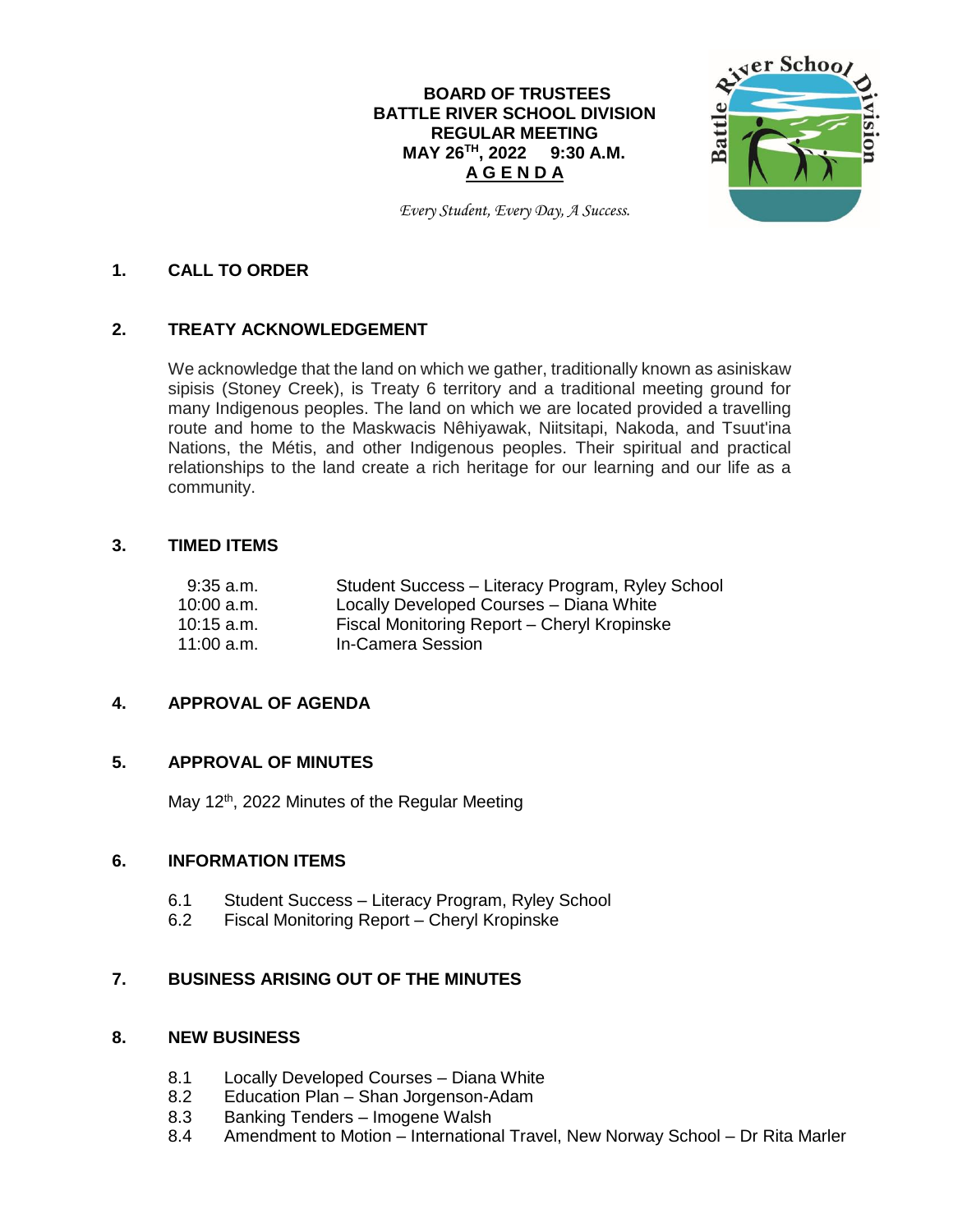**BOARD OF TRUSTEES**
**BATTLE RIVER SCHOOL DIVISION**
**REGULAR MEETING**
**MAY 26TH, 2022 9:30 A.M.**
**A G E N D A**

*Every Student, Every Day, A Success.*

## 1. CALL TO ORDER

## 2. TREATY ACKNOWLEDGEMENT

We acknowledge that the land on which we gather, traditionally known as asiniskaw sipisis (Stoney Creek), is Treaty 6 territory and a traditional meeting ground for many Indigenous peoples. The land on which we are located provided a travelling route and home to the Maskwacis Nêhiyawak, Niitsitapi, Nakoda, and Tsuut'ina Nations, the Métis, and other Indigenous peoples. Their spiritual and practical relationships to the land create a rich heritage for our learning and our life as a community.

## 3. TIMED ITEMS

| | |
|---|---|
| 9:35 a.m. | Student Success – Literacy Program, Ryley School |
| 10:00 a.m. | Locally Developed Courses – Diana White |
| 10:15 a.m. | Fiscal Monitoring Report – Cheryl Kropinske |
| 11:00 a.m. | In-Camera Session |

## 4. APPROVAL OF AGENDA

## 5. APPROVAL OF MINUTES

May 12th, 2022 Minutes of the Regular Meeting

## 6. INFORMATION ITEMS

6.1 Student Success – Literacy Program, Ryley School
6.2 Fiscal Monitoring Report – Cheryl Kropinske

## 7. BUSINESS ARISING OUT OF THE MINUTES

## 8. NEW BUSINESS

8.1 Locally Developed Courses – Diana White
8.2 Education Plan – Shan Jorgenson-Adam
8.3 Banking Tenders – Imogene Walsh
8.4 Amendment to Motion – International Travel, New Norway School – Dr Rita Marler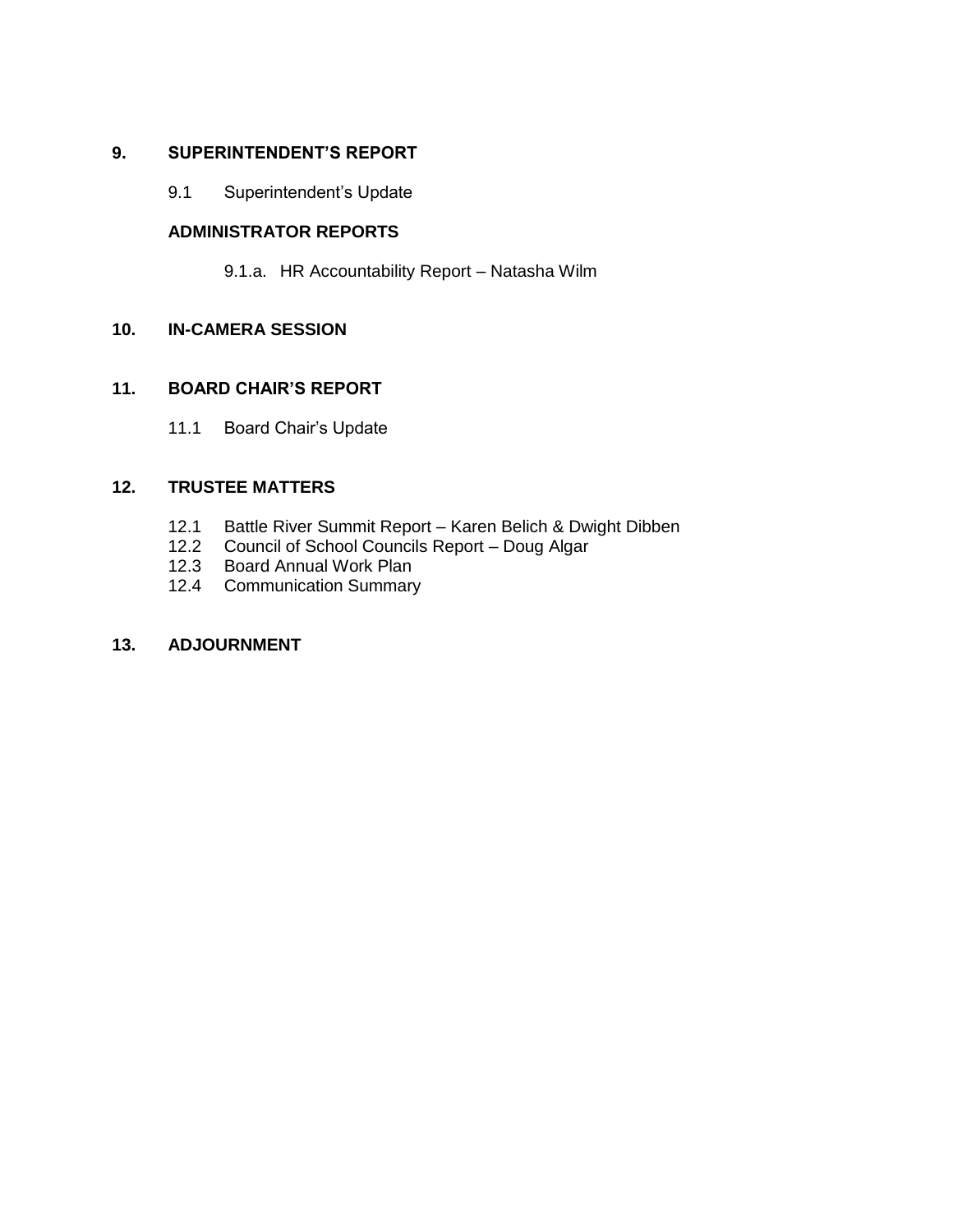## 9. SUPERINTENDENT'S REPORT

9.1 Superintendent's Update

**ADMINISTRATOR REPORTS**

9.1.a. HR Accountability Report – Natasha Wilm

## 10. IN-CAMERA SESSION

## 11. BOARD CHAIR'S REPORT

11.1 Board Chair's Update

## 12. TRUSTEE MATTERS

12.1 Battle River Summit Report – Karen Belich & Dwight Dibben
12.2 Council of School Councils Report – Doug Algar
12.3 Board Annual Work Plan
12.4 Communication Summary

## 13. ADJOURNMENT